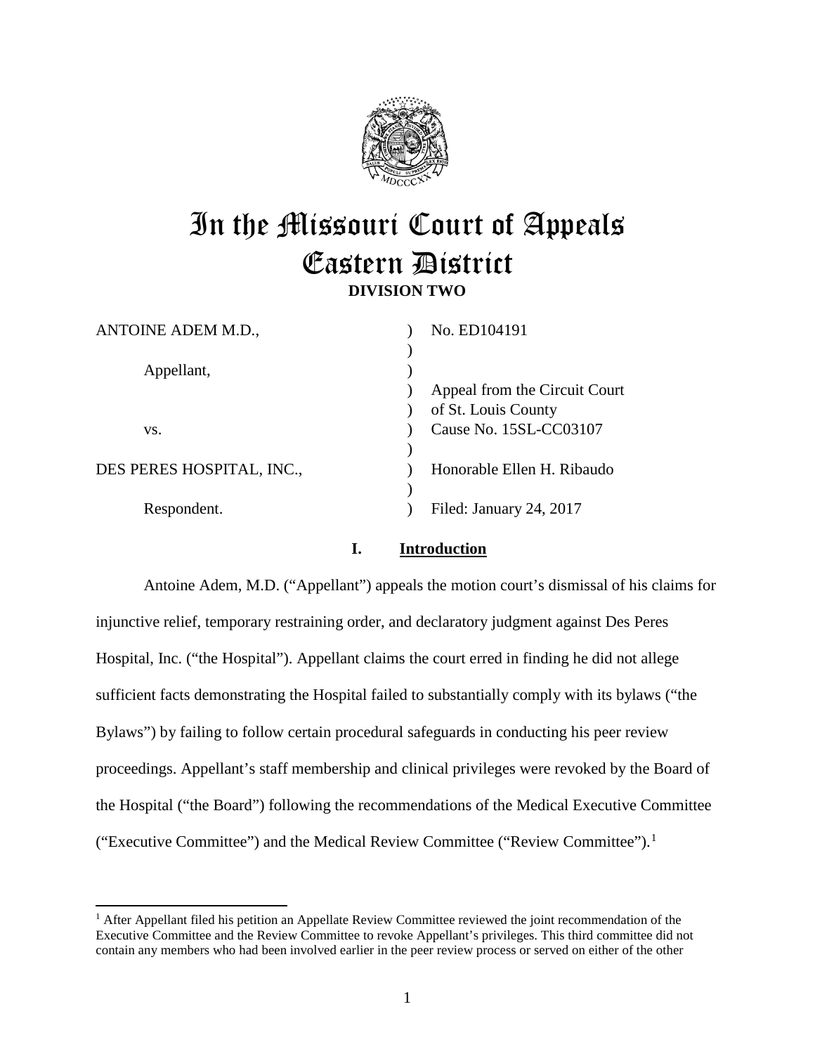# In the Missouri Court of Appeals Eastern District

**DIVISION TWO**

| | | |
|---|---|---|
| ANTOINE ADEM M.D., | ) | No. ED104191 |
| | ) | |
| Appellant, | ) | |
| | ) | Appeal from the Circuit Court |
| | ) | of St. Louis County |
| vs. | ) | Cause No. 15SL-CC03107 |
| | ) | |
| DES PERES HOSPITAL, INC., | ) | Honorable Ellen H. Ribaudo |
| | ) | |
| Respondent. | ) | Filed: January 24, 2017 |

## I. Introduction

Antoine Adem, M.D. ("Appellant") appeals the motion court's dismissal of his claims for injunctive relief, temporary restraining order, and declaratory judgment against Des Peres Hospital, Inc. ("the Hospital"). Appellant claims the court erred in finding he did not allege sufficient facts demonstrating the Hospital failed to substantially comply with its bylaws ("the Bylaws") by failing to follow certain procedural safeguards in conducting his peer review proceedings. Appellant's staff membership and clinical privileges were revoked by the Board of the Hospital ("the Board") following the recommendations of the Medical Executive Committee ("Executive Committee") and the Medical Review Committee ("Review Committee").[1]

[1] After Appellant filed his petition an Appellate Review Committee reviewed the joint recommendation of the Executive Committee and the Review Committee to revoke Appellant's privileges. This third committee did not contain any members who had been involved earlier in the peer review process or served on either of the other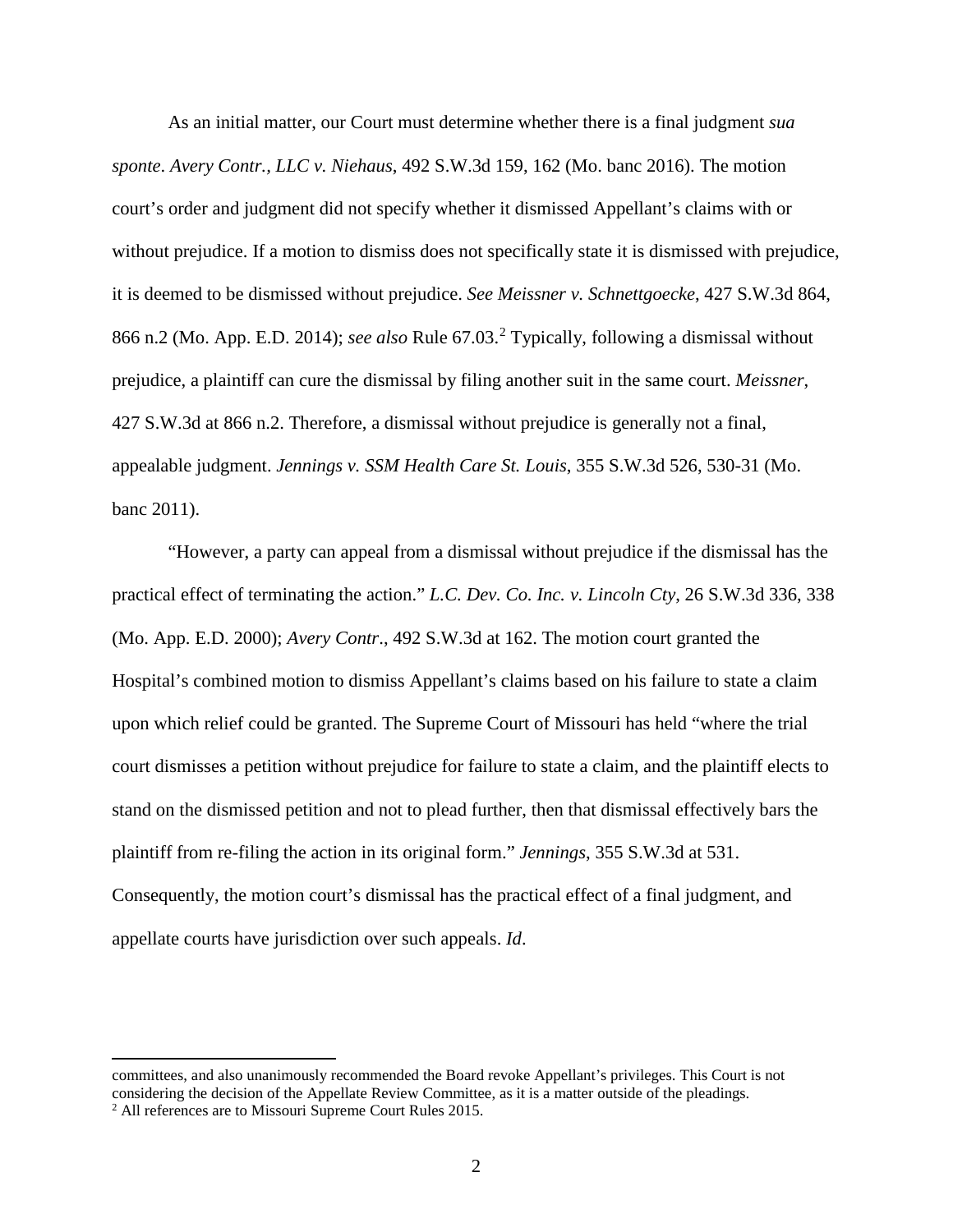As an initial matter, our Court must determine whether there is a final judgment *sua sponte*. *Avery Contr., LLC v. Niehaus*, 492 S.W.3d 159, 162 (Mo. banc 2016). The motion court's order and judgment did not specify whether it dismissed Appellant's claims with or without prejudice. If a motion to dismiss does not specifically state it is dismissed with prejudice, it is deemed to be dismissed without prejudice. *See Meissner v. Schnettgoecke*, 427 S.W.3d 864, 866 n.2 (Mo. App. E.D. 2014); *see also* Rule 67.03.[2] Typically, following a dismissal without prejudice, a plaintiff can cure the dismissal by filing another suit in the same court. *Meissner*, 427 S.W.3d at 866 n.2. Therefore, a dismissal without prejudice is generally not a final, appealable judgment. *Jennings v. SSM Health Care St. Louis*, 355 S.W.3d 526, 530-31 (Mo. banc 2011).

"However, a party can appeal from a dismissal without prejudice if the dismissal has the practical effect of terminating the action." *L.C. Dev. Co. Inc. v. Lincoln Cty*, 26 S.W.3d 336, 338 (Mo. App. E.D. 2000); *Avery Contr*., 492 S.W.3d at 162. The motion court granted the Hospital's combined motion to dismiss Appellant's claims based on his failure to state a claim upon which relief could be granted. The Supreme Court of Missouri has held "where the trial court dismisses a petition without prejudice for failure to state a claim, and the plaintiff elects to stand on the dismissed petition and not to plead further, then that dismissal effectively bars the plaintiff from re-filing the action in its original form." *Jennings*, 355 S.W.3d at 531. Consequently, the motion court's dismissal has the practical effect of a final judgment, and appellate courts have jurisdiction over such appeals. *Id*.

---

committees, and also unanimously recommended the Board revoke Appellant's privileges. This Court is not considering the decision of the Appellate Review Committee, as it is a matter outside of the pleadings.

[2] All references are to Missouri Supreme Court Rules 2015.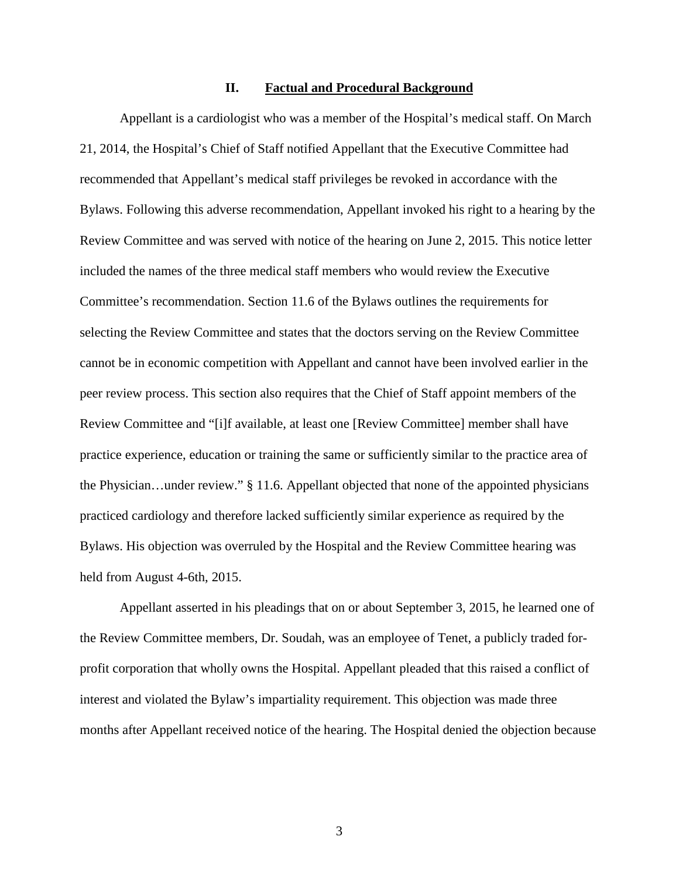## II. Factual and Procedural Background

Appellant is a cardiologist who was a member of the Hospital's medical staff. On March 21, 2014, the Hospital's Chief of Staff notified Appellant that the Executive Committee had recommended that Appellant's medical staff privileges be revoked in accordance with the Bylaws. Following this adverse recommendation, Appellant invoked his right to a hearing by the Review Committee and was served with notice of the hearing on June 2, 2015. This notice letter included the names of the three medical staff members who would review the Executive Committee's recommendation. Section 11.6 of the Bylaws outlines the requirements for selecting the Review Committee and states that the doctors serving on the Review Committee cannot be in economic competition with Appellant and cannot have been involved earlier in the peer review process. This section also requires that the Chief of Staff appoint members of the Review Committee and "[i]f available, at least one [Review Committee] member shall have practice experience, education or training the same or sufficiently similar to the practice area of the Physician…under review." § 11.6. Appellant objected that none of the appointed physicians practiced cardiology and therefore lacked sufficiently similar experience as required by the Bylaws. His objection was overruled by the Hospital and the Review Committee hearing was held from August 4-6th, 2015.

Appellant asserted in his pleadings that on or about September 3, 2015, he learned one of the Review Committee members, Dr. Soudah, was an employee of Tenet, a publicly traded for-profit corporation that wholly owns the Hospital. Appellant pleaded that this raised a conflict of interest and violated the Bylaw's impartiality requirement. This objection was made three months after Appellant received notice of the hearing. The Hospital denied the objection because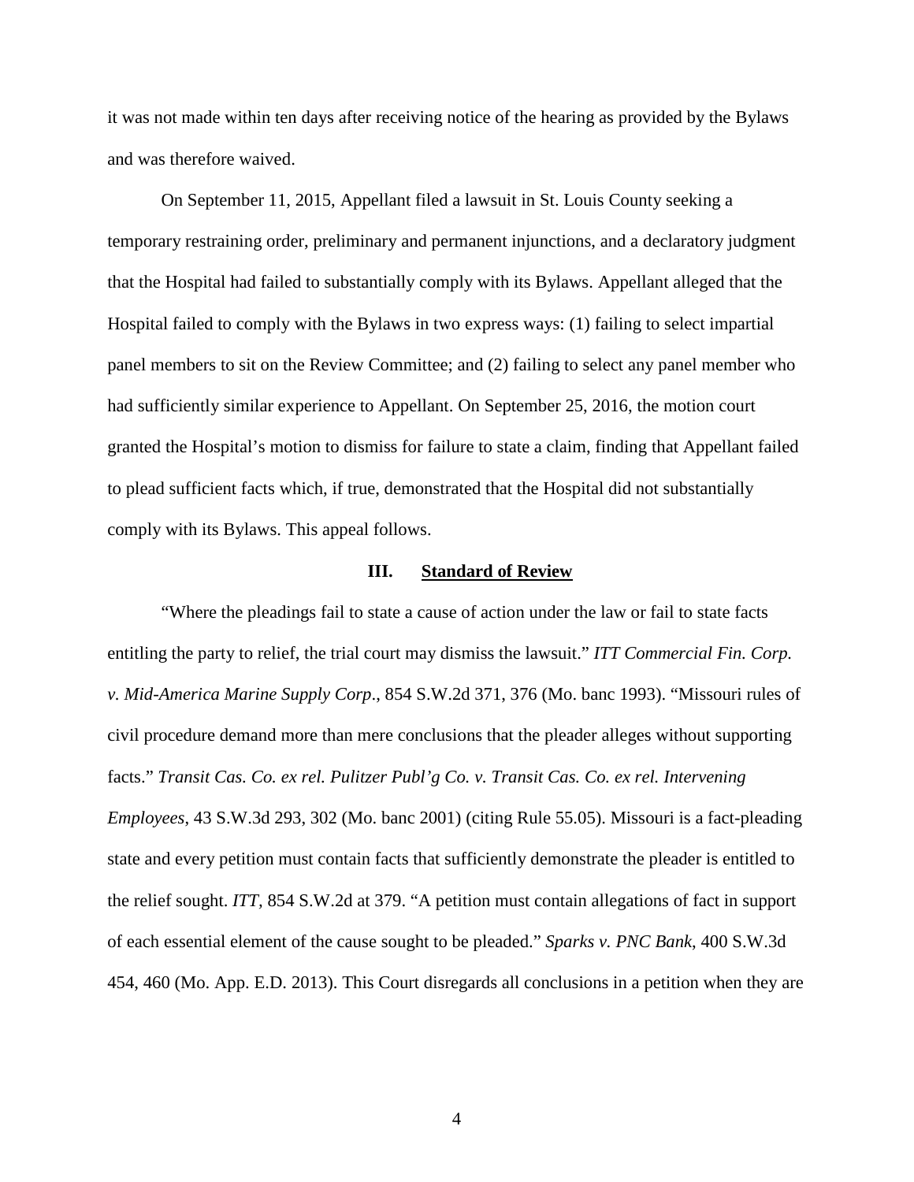it was not made within ten days after receiving notice of the hearing as provided by the Bylaws and was therefore waived.

On September 11, 2015, Appellant filed a lawsuit in St. Louis County seeking a temporary restraining order, preliminary and permanent injunctions, and a declaratory judgment that the Hospital had failed to substantially comply with its Bylaws. Appellant alleged that the Hospital failed to comply with the Bylaws in two express ways: (1) failing to select impartial panel members to sit on the Review Committee; and (2) failing to select any panel member who had sufficiently similar experience to Appellant. On September 25, 2016, the motion court granted the Hospital's motion to dismiss for failure to state a claim, finding that Appellant failed to plead sufficient facts which, if true, demonstrated that the Hospital did not substantially comply with its Bylaws. This appeal follows.

### III. Standard of Review

"Where the pleadings fail to state a cause of action under the law or fail to state facts entitling the party to relief, the trial court may dismiss the lawsuit." *ITT Commercial Fin. Corp. v. Mid-America Marine Supply Corp*., 854 S.W.2d 371, 376 (Mo. banc 1993). "Missouri rules of civil procedure demand more than mere conclusions that the pleader alleges without supporting facts." *Transit Cas. Co. ex rel. Pulitzer Publ'g Co. v. Transit Cas. Co. ex rel. Intervening Employees*, 43 S.W.3d 293, 302 (Mo. banc 2001) (citing Rule 55.05). Missouri is a fact-pleading state and every petition must contain facts that sufficiently demonstrate the pleader is entitled to the relief sought. *ITT*, 854 S.W.2d at 379. "A petition must contain allegations of fact in support of each essential element of the cause sought to be pleaded." *Sparks v. PNC Bank*, 400 S.W.3d 454, 460 (Mo. App. E.D. 2013). This Court disregards all conclusions in a petition when they are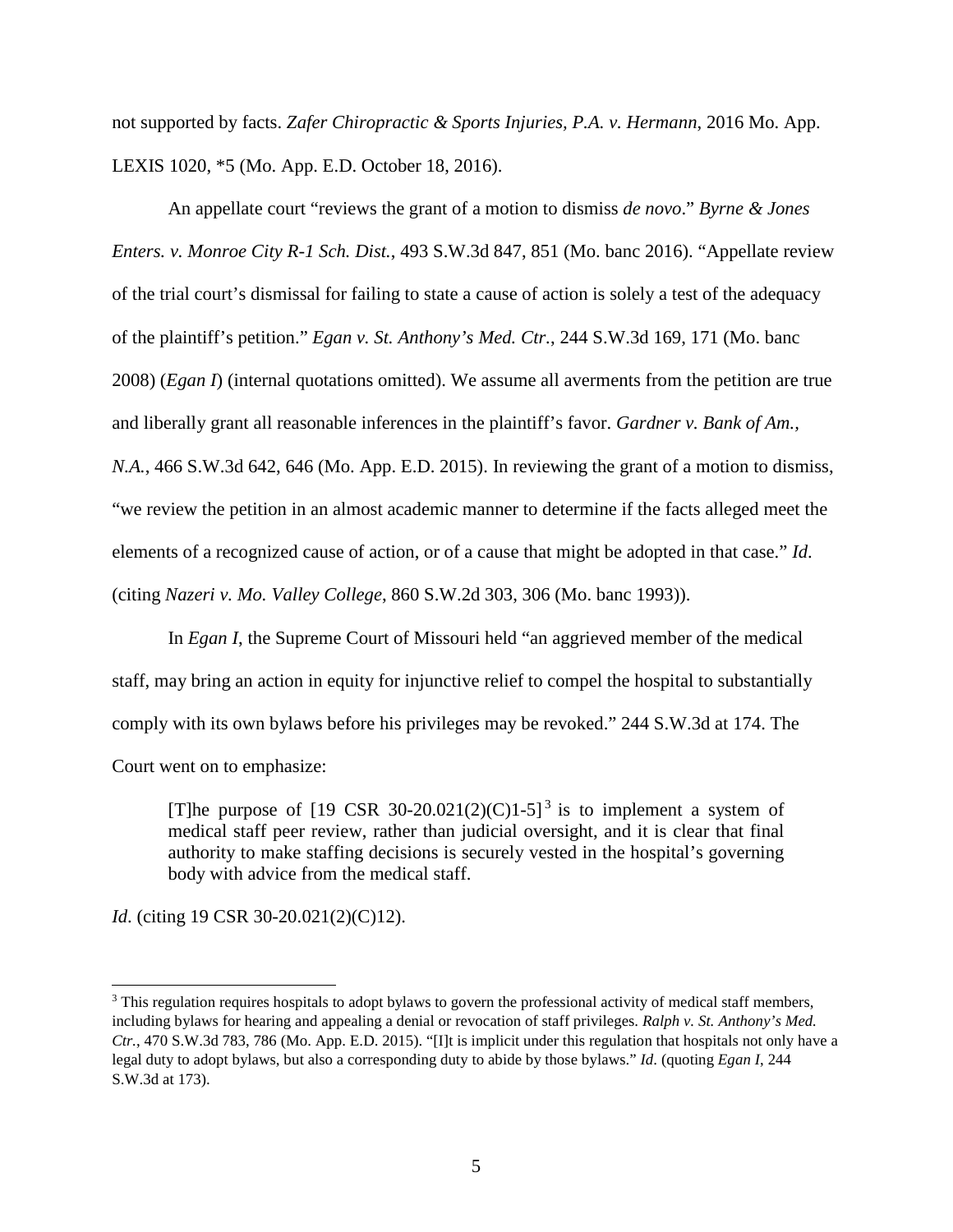not supported by facts. *Zafer Chiropractic & Sports Injuries, P.A. v. Hermann*, 2016 Mo. App. LEXIS 1020, *5 (Mo. App. E.D. October 18, 2016).

An appellate court "reviews the grant of a motion to dismiss *de novo*." *Byrne & Jones Enters. v. Monroe City R-1 Sch. Dist.*, 493 S.W.3d 847, 851 (Mo. banc 2016). "Appellate review of the trial court's dismissal for failing to state a cause of action is solely a test of the adequacy of the plaintiff's petition." *Egan v. St. Anthony's Med. Ctr.*, 244 S.W.3d 169, 171 (Mo. banc 2008) (*Egan I*) (internal quotations omitted). We assume all averments from the petition are true and liberally grant all reasonable inferences in the plaintiff's favor. *Gardner v. Bank of Am., N.A.*, 466 S.W.3d 642, 646 (Mo. App. E.D. 2015). In reviewing the grant of a motion to dismiss, "we review the petition in an almost academic manner to determine if the facts alleged meet the elements of a recognized cause of action, or of a cause that might be adopted in that case." *Id*. (citing *Nazeri v. Mo. Valley College*, 860 S.W.2d 303, 306 (Mo. banc 1993)).

In *Egan I*, the Supreme Court of Missouri held "an aggrieved member of the medical staff, may bring an action in equity for injunctive relief to compel the hospital to substantially comply with its own bylaws before his privileges may be revoked." 244 S.W.3d at 174. The Court went on to emphasize:

> [T]he purpose of [19 CSR 30-20.021(2)(C)1-5][3] is to implement a system of medical staff peer review, rather than judicial oversight, and it is clear that final authority to make staffing decisions is securely vested in the hospital's governing body with advice from the medical staff.

*Id*. (citing 19 CSR 30-20.021(2)(C)12).

---

[3] This regulation requires hospitals to adopt bylaws to govern the professional activity of medical staff members, including bylaws for hearing and appealing a denial or revocation of staff privileges. *Ralph v. St. Anthony's Med. Ctr.*, 470 S.W.3d 783, 786 (Mo. App. E.D. 2015). "[I]t is implicit under this regulation that hospitals not only have a legal duty to adopt bylaws, but also a corresponding duty to abide by those bylaws." *Id*. (quoting *Egan I*, 244 S.W.3d at 173).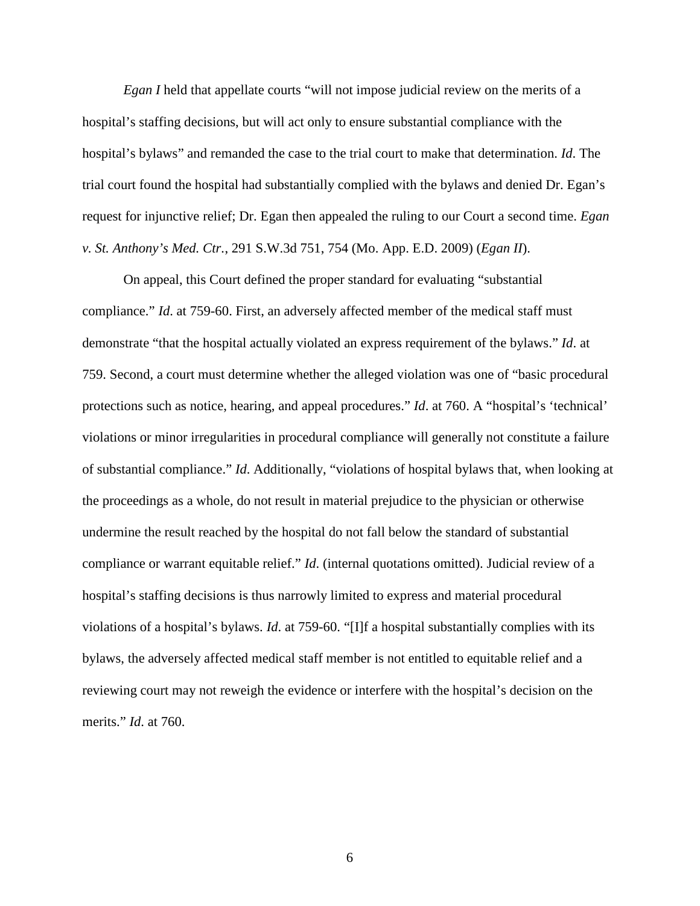*Egan I* held that appellate courts "will not impose judicial review on the merits of a hospital's staffing decisions, but will act only to ensure substantial compliance with the hospital's bylaws" and remanded the case to the trial court to make that determination. *Id*. The trial court found the hospital had substantially complied with the bylaws and denied Dr. Egan's request for injunctive relief; Dr. Egan then appealed the ruling to our Court a second time. *Egan v. St. Anthony's Med. Ctr.*, 291 S.W.3d 751, 754 (Mo. App. E.D. 2009) (*Egan II*).

On appeal, this Court defined the proper standard for evaluating "substantial compliance." *Id*. at 759-60. First, an adversely affected member of the medical staff must demonstrate "that the hospital actually violated an express requirement of the bylaws." *Id*. at 759. Second, a court must determine whether the alleged violation was one of "basic procedural protections such as notice, hearing, and appeal procedures." *Id*. at 760. A "hospital's 'technical' violations or minor irregularities in procedural compliance will generally not constitute a failure of substantial compliance." *Id*. Additionally, "violations of hospital bylaws that, when looking at the proceedings as a whole, do not result in material prejudice to the physician or otherwise undermine the result reached by the hospital do not fall below the standard of substantial compliance or warrant equitable relief." *Id*. (internal quotations omitted). Judicial review of a hospital's staffing decisions is thus narrowly limited to express and material procedural violations of a hospital's bylaws. *Id*. at 759-60. "[I]f a hospital substantially complies with its bylaws, the adversely affected medical staff member is not entitled to equitable relief and a reviewing court may not reweigh the evidence or interfere with the hospital's decision on the merits." *Id*. at 760.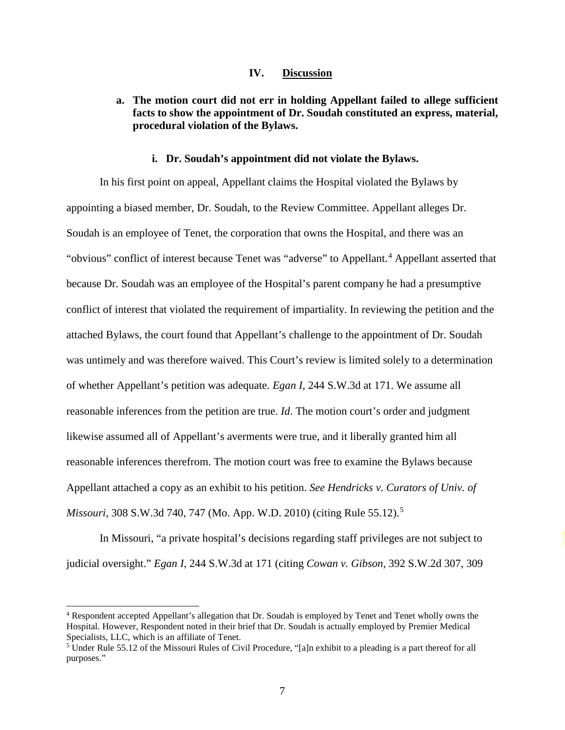## IV. Discussion

### a. The motion court did not err in holding Appellant failed to allege sufficient facts to show the appointment of Dr. Soudah constituted an express, material, procedural violation of the Bylaws.

#### i. Dr. Soudah's appointment did not violate the Bylaws.

In his first point on appeal, Appellant claims the Hospital violated the Bylaws by appointing a biased member, Dr. Soudah, to the Review Committee. Appellant alleges Dr. Soudah is an employee of Tenet, the corporation that owns the Hospital, and there was an "obvious" conflict of interest because Tenet was "adverse" to Appellant.[4] Appellant asserted that because Dr. Soudah was an employee of the Hospital's parent company he had a presumptive conflict of interest that violated the requirement of impartiality. In reviewing the petition and the attached Bylaws, the court found that Appellant's challenge to the appointment of Dr. Soudah was untimely and was therefore waived. This Court's review is limited solely to a determination of whether Appellant's petition was adequate. *Egan I*, 244 S.W.3d at 171. We assume all reasonable inferences from the petition are true. *Id*. The motion court's order and judgment likewise assumed all of Appellant's averments were true, and it liberally granted him all reasonable inferences therefrom. The motion court was free to examine the Bylaws because Appellant attached a copy as an exhibit to his petition. *See Hendricks v. Curators of Univ. of Missouri*, 308 S.W.3d 740, 747 (Mo. App. W.D. 2010) (citing Rule 55.12).[5]

In Missouri, "a private hospital's decisions regarding staff privileges are not subject to judicial oversight." *Egan I*, 244 S.W.3d at 171 (citing *Cowan v. Gibson*, 392 S.W.2d 307, 309

---

[4] Respondent accepted Appellant's allegation that Dr. Soudah is employed by Tenet and Tenet wholly owns the Hospital. However, Respondent noted in their brief that Dr. Soudah is actually employed by Premier Medical Specialists, LLC, which is an affiliate of Tenet.

[5] Under Rule 55.12 of the Missouri Rules of Civil Procedure, "[a]n exhibit to a pleading is a part thereof for all purposes."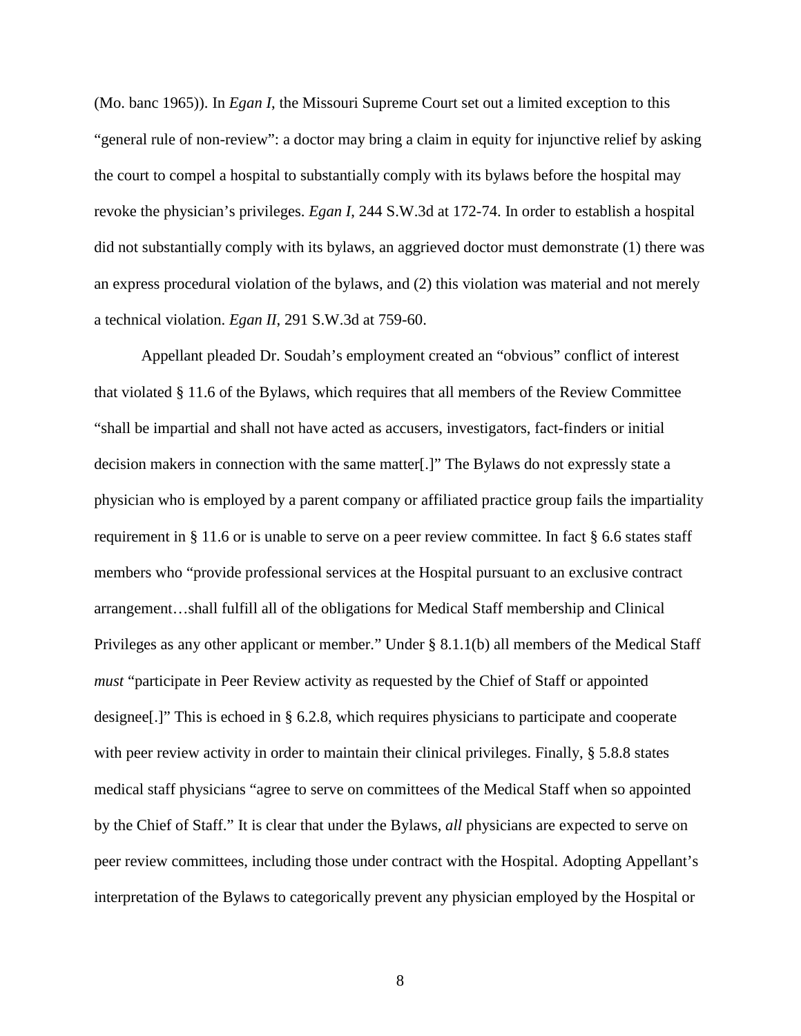(Mo. banc 1965)). In *Egan I*, the Missouri Supreme Court set out a limited exception to this "general rule of non-review": a doctor may bring a claim in equity for injunctive relief by asking the court to compel a hospital to substantially comply with its bylaws before the hospital may revoke the physician's privileges. *Egan I*, 244 S.W.3d at 172-74. In order to establish a hospital did not substantially comply with its bylaws, an aggrieved doctor must demonstrate (1) there was an express procedural violation of the bylaws, and (2) this violation was material and not merely a technical violation. *Egan II*, 291 S.W.3d at 759-60.

Appellant pleaded Dr. Soudah's employment created an "obvious" conflict of interest that violated § 11.6 of the Bylaws, which requires that all members of the Review Committee "shall be impartial and shall not have acted as accusers, investigators, fact-finders or initial decision makers in connection with the same matter[.]" The Bylaws do not expressly state a physician who is employed by a parent company or affiliated practice group fails the impartiality requirement in § 11.6 or is unable to serve on a peer review committee. In fact § 6.6 states staff members who "provide professional services at the Hospital pursuant to an exclusive contract arrangement…shall fulfill all of the obligations for Medical Staff membership and Clinical Privileges as any other applicant or member." Under § 8.1.1(b) all members of the Medical Staff *must* "participate in Peer Review activity as requested by the Chief of Staff or appointed designee[.]" This is echoed in § 6.2.8, which requires physicians to participate and cooperate with peer review activity in order to maintain their clinical privileges. Finally, § 5.8.8 states medical staff physicians "agree to serve on committees of the Medical Staff when so appointed by the Chief of Staff." It is clear that under the Bylaws, *all* physicians are expected to serve on peer review committees, including those under contract with the Hospital. Adopting Appellant's interpretation of the Bylaws to categorically prevent any physician employed by the Hospital or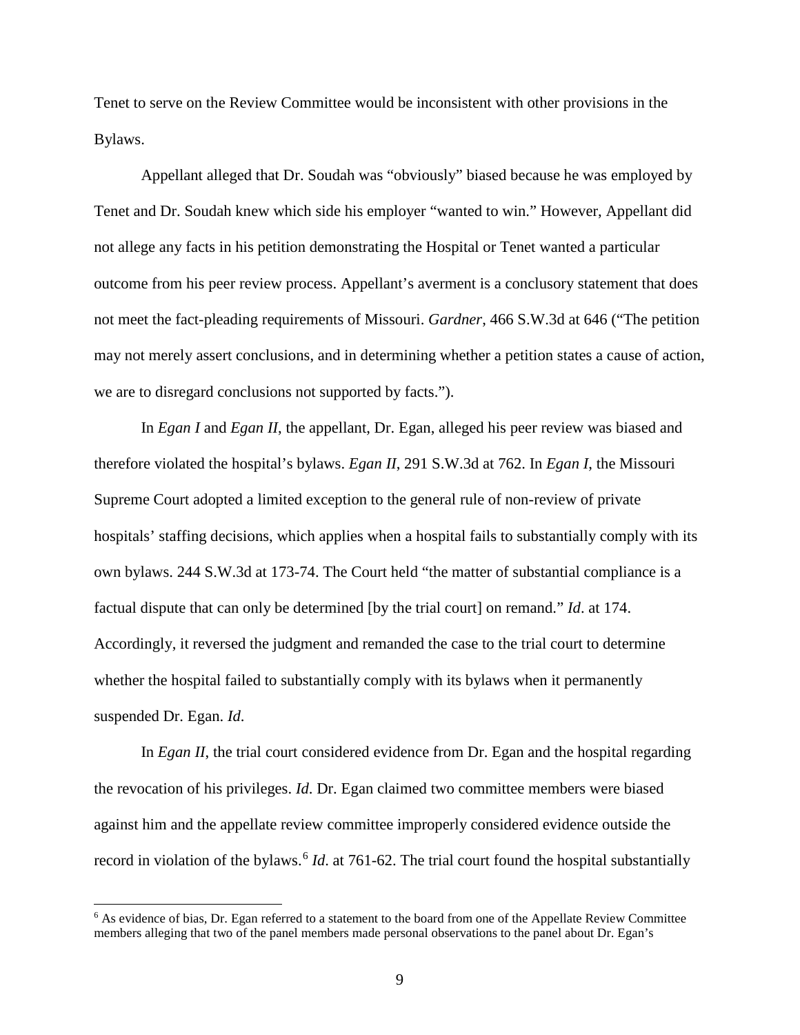Tenet to serve on the Review Committee would be inconsistent with other provisions in the Bylaws.

Appellant alleged that Dr. Soudah was "obviously" biased because he was employed by Tenet and Dr. Soudah knew which side his employer "wanted to win." However, Appellant did not allege any facts in his petition demonstrating the Hospital or Tenet wanted a particular outcome from his peer review process. Appellant's averment is a conclusory statement that does not meet the fact-pleading requirements of Missouri. *Gardner*, 466 S.W.3d at 646 ("The petition may not merely assert conclusions, and in determining whether a petition states a cause of action, we are to disregard conclusions not supported by facts.").

In *Egan I* and *Egan II*, the appellant, Dr. Egan, alleged his peer review was biased and therefore violated the hospital's bylaws. *Egan II*, 291 S.W.3d at 762. In *Egan I*, the Missouri Supreme Court adopted a limited exception to the general rule of non-review of private hospitals' staffing decisions, which applies when a hospital fails to substantially comply with its own bylaws. 244 S.W.3d at 173-74. The Court held "the matter of substantial compliance is a factual dispute that can only be determined [by the trial court] on remand." *Id*. at 174. Accordingly, it reversed the judgment and remanded the case to the trial court to determine whether the hospital failed to substantially comply with its bylaws when it permanently suspended Dr. Egan. *Id*.

In *Egan II*, the trial court considered evidence from Dr. Egan and the hospital regarding the revocation of his privileges. *Id*. Dr. Egan claimed two committee members were biased against him and the appellate review committee improperly considered evidence outside the record in violation of the bylaws.[6] *Id*. at 761-62. The trial court found the hospital substantially

[6] As evidence of bias, Dr. Egan referred to a statement to the board from one of the Appellate Review Committee members alleging that two of the panel members made personal observations to the panel about Dr. Egan's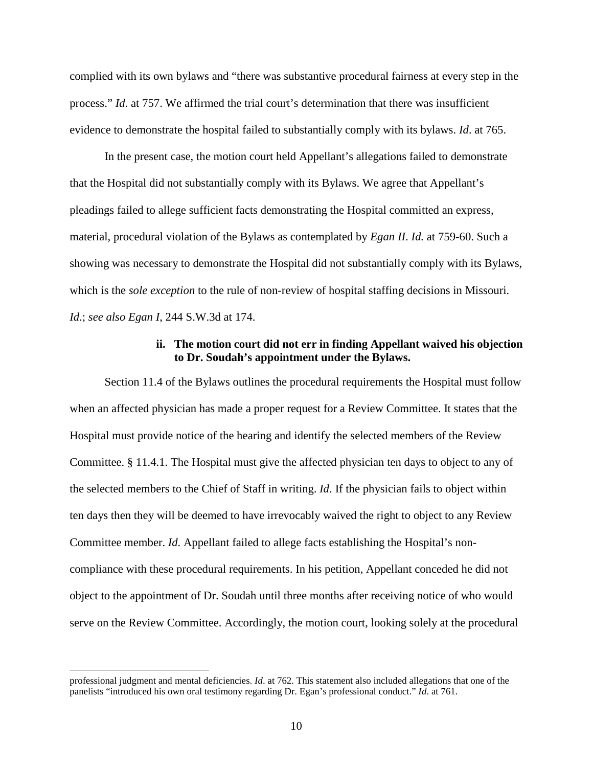complied with its own bylaws and "there was substantive procedural fairness at every step in the process." *Id*. at 757. We affirmed the trial court's determination that there was insufficient evidence to demonstrate the hospital failed to substantially comply with its bylaws. *Id*. at 765.

In the present case, the motion court held Appellant's allegations failed to demonstrate that the Hospital did not substantially comply with its Bylaws. We agree that Appellant's pleadings failed to allege sufficient facts demonstrating the Hospital committed an express, material, procedural violation of the Bylaws as contemplated by *Egan II*. *Id.* at 759-60. Such a showing was necessary to demonstrate the Hospital did not substantially comply with its Bylaws, which is the *sole exception* to the rule of non-review of hospital staffing decisions in Missouri. *Id*.; *see also Egan I*, 244 S.W.3d at 174.

**ii. The motion court did not err in finding Appellant waived his objection to Dr. Soudah's appointment under the Bylaws.**

Section 11.4 of the Bylaws outlines the procedural requirements the Hospital must follow when an affected physician has made a proper request for a Review Committee. It states that the Hospital must provide notice of the hearing and identify the selected members of the Review Committee. § 11.4.1. The Hospital must give the affected physician ten days to object to any of the selected members to the Chief of Staff in writing. *Id*. If the physician fails to object within ten days then they will be deemed to have irrevocably waived the right to object to any Review Committee member. *Id*. Appellant failed to allege facts establishing the Hospital's non-compliance with these procedural requirements. In his petition, Appellant conceded he did not object to the appointment of Dr. Soudah until three months after receiving notice of who would serve on the Review Committee. Accordingly, the motion court, looking solely at the procedural

professional judgment and mental deficiencies. *Id*. at 762. This statement also included allegations that one of the panelists "introduced his own oral testimony regarding Dr. Egan's professional conduct." *Id*. at 761.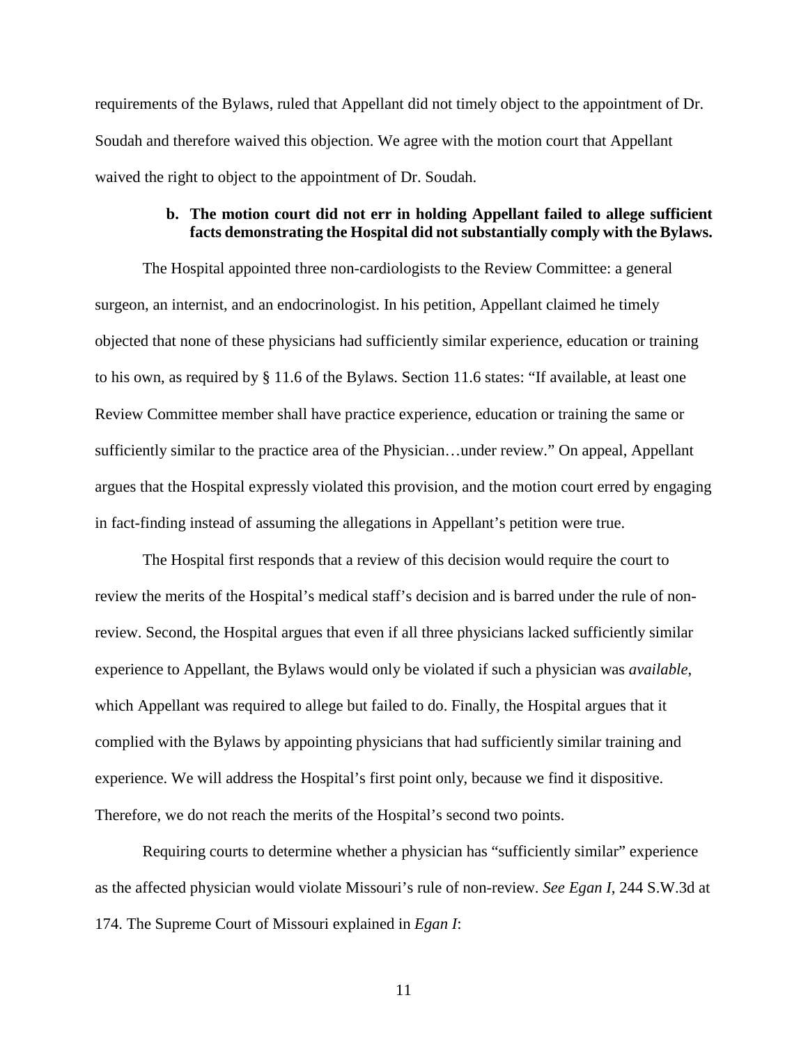requirements of the Bylaws, ruled that Appellant did not timely object to the appointment of Dr. Soudah and therefore waived this objection. We agree with the motion court that Appellant waived the right to object to the appointment of Dr. Soudah.

### b. The motion court did not err in holding Appellant failed to allege sufficient facts demonstrating the Hospital did not substantially comply with the Bylaws.

The Hospital appointed three non-cardiologists to the Review Committee: a general surgeon, an internist, and an endocrinologist. In his petition, Appellant claimed he timely objected that none of these physicians had sufficiently similar experience, education or training to his own, as required by § 11.6 of the Bylaws. Section 11.6 states: "If available, at least one Review Committee member shall have practice experience, education or training the same or sufficiently similar to the practice area of the Physician…under review." On appeal, Appellant argues that the Hospital expressly violated this provision, and the motion court erred by engaging in fact-finding instead of assuming the allegations in Appellant's petition were true.

The Hospital first responds that a review of this decision would require the court to review the merits of the Hospital's medical staff's decision and is barred under the rule of non-review. Second, the Hospital argues that even if all three physicians lacked sufficiently similar experience to Appellant, the Bylaws would only be violated if such a physician was *available*, which Appellant was required to allege but failed to do. Finally, the Hospital argues that it complied with the Bylaws by appointing physicians that had sufficiently similar training and experience. We will address the Hospital's first point only, because we find it dispositive. Therefore, we do not reach the merits of the Hospital's second two points.

Requiring courts to determine whether a physician has "sufficiently similar" experience as the affected physician would violate Missouri's rule of non-review. *See Egan I*, 244 S.W.3d at 174. The Supreme Court of Missouri explained in *Egan I*: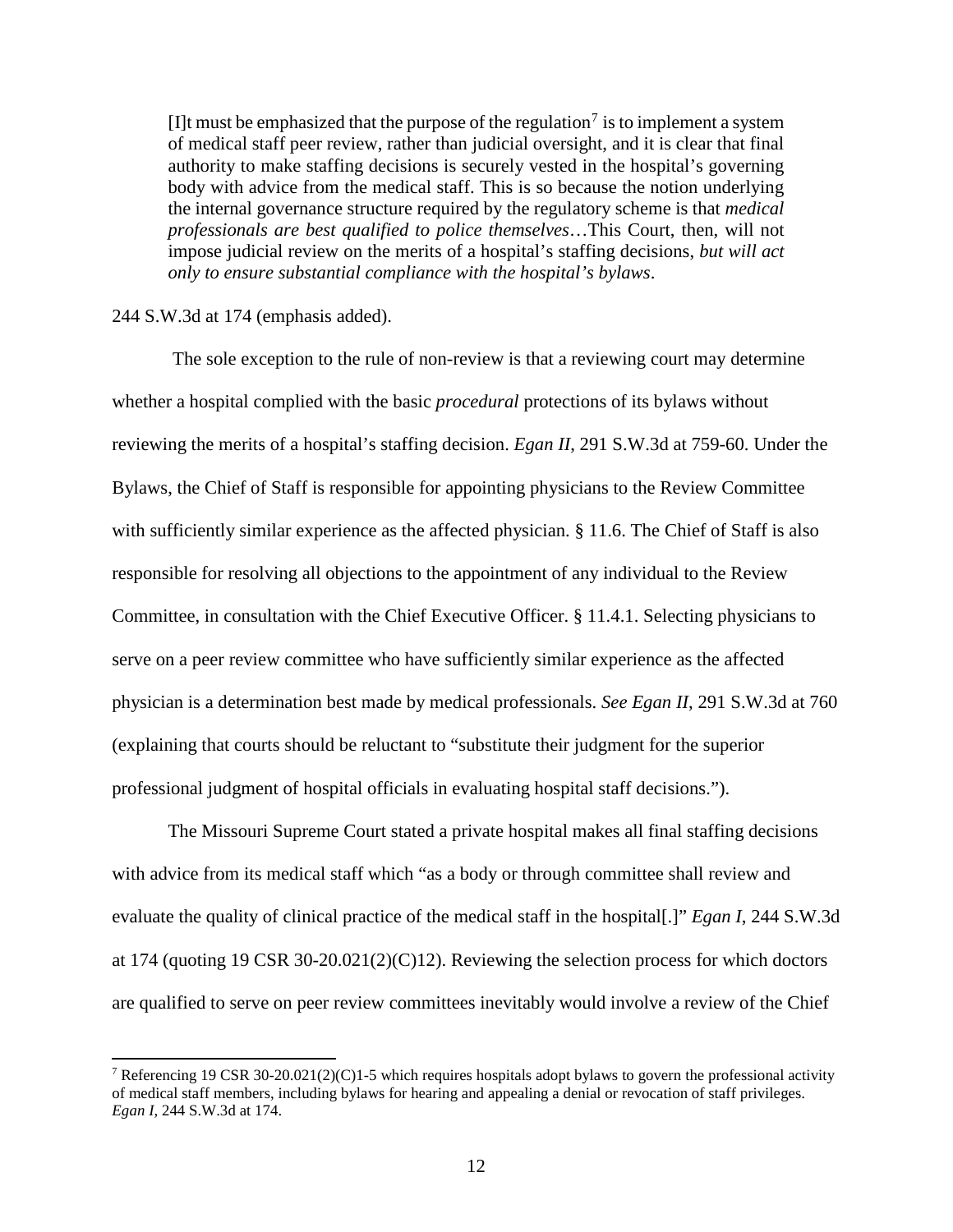> [I]t must be emphasized that the purpose of the regulation[7] is to implement a system of medical staff peer review, rather than judicial oversight, and it is clear that final authority to make staffing decisions is securely vested in the hospital's governing body with advice from the medical staff. This is so because the notion underlying the internal governance structure required by the regulatory scheme is that *medical professionals are best qualified to police themselves*…This Court, then, will not impose judicial review on the merits of a hospital's staffing decisions, *but will act only to ensure substantial compliance with the hospital's bylaws*.

244 S.W.3d at 174 (emphasis added).

The sole exception to the rule of non-review is that a reviewing court may determine whether a hospital complied with the basic *procedural* protections of its bylaws without reviewing the merits of a hospital's staffing decision. *Egan II*, 291 S.W.3d at 759-60. Under the Bylaws, the Chief of Staff is responsible for appointing physicians to the Review Committee with sufficiently similar experience as the affected physician. § 11.6. The Chief of Staff is also responsible for resolving all objections to the appointment of any individual to the Review Committee, in consultation with the Chief Executive Officer. § 11.4.1. Selecting physicians to serve on a peer review committee who have sufficiently similar experience as the affected physician is a determination best made by medical professionals. *See Egan II*, 291 S.W.3d at 760 (explaining that courts should be reluctant to "substitute their judgment for the superior professional judgment of hospital officials in evaluating hospital staff decisions.").

The Missouri Supreme Court stated a private hospital makes all final staffing decisions with advice from its medical staff which "as a body or through committee shall review and evaluate the quality of clinical practice of the medical staff in the hospital[.]" *Egan I*, 244 S.W.3d at 174 (quoting 19 CSR 30-20.021(2)(C)12). Reviewing the selection process for which doctors are qualified to serve on peer review committees inevitably would involve a review of the Chief

---

[7] Referencing 19 CSR 30-20.021(2)(C)1-5 which requires hospitals adopt bylaws to govern the professional activity of medical staff members, including bylaws for hearing and appealing a denial or revocation of staff privileges. *Egan I*, 244 S.W.3d at 174.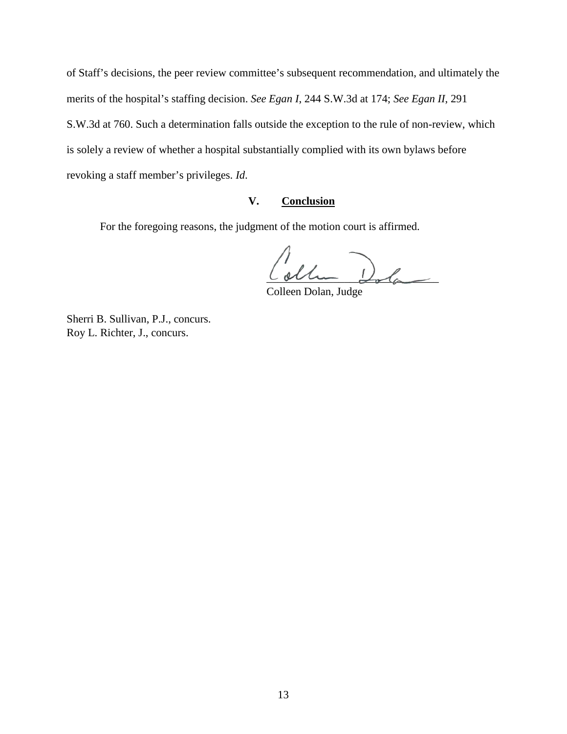of Staff's decisions, the peer review committee's subsequent recommendation, and ultimately the merits of the hospital's staffing decision. *See Egan I*, 244 S.W.3d at 174; *See Egan II*, 291 S.W.3d at 760. Such a determination falls outside the exception to the rule of non-review, which is solely a review of whether a hospital substantially complied with its own bylaws before revoking a staff member's privileges. *Id*.

## V. Conclusion

For the foregoing reasons, the judgment of the motion court is affirmed.

Colleen Dolan, Judge

Sherri B. Sullivan, P.J., concurs.
Roy L. Richter, J., concurs.